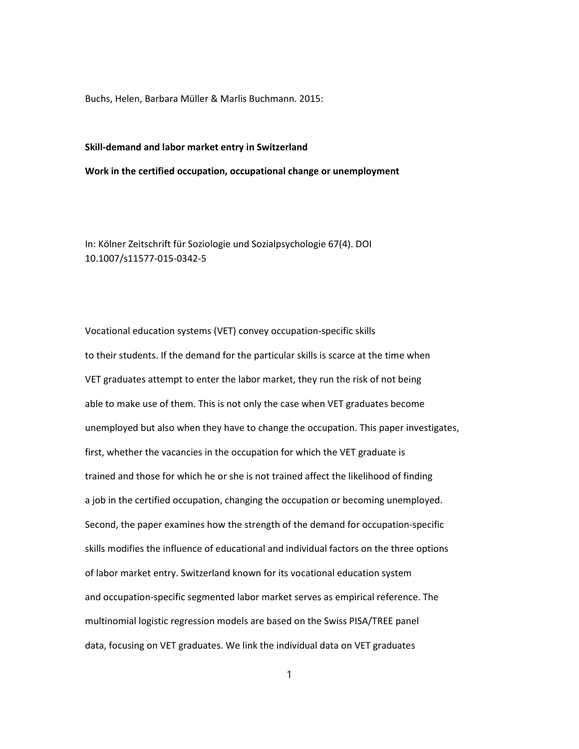Buchs, Helen, Barbara Müller & Marlis Buchmann. 2015:

**Skill-demand and labor market entry in Switzerland**

**Work in the certified occupation, occupational change or unemployment**

In: Kölner Zeitschrift für Soziologie und Sozialpsychologie 67(4). DOI 10.1007/s11577-015-0342-5

Vocational education systems (VET) convey occupation-specific skills to their students. If the demand for the particular skills is scarce at the time when VET graduates attempt to enter the labor market, they run the risk of not being able to make use of them. This is not only the case when VET graduates become unemployed but also when they have to change the occupation. This paper investigates, first, whether the vacancies in the occupation for which the VET graduate is trained and those for which he or she is not trained affect the likelihood of finding a job in the certified occupation, changing the occupation or becoming unemployed. Second, the paper examines how the strength of the demand for occupation-specific skills modifies the influence of educational and individual factors on the three options of labor market entry. Switzerland known for its vocational education system and occupation-specific segmented labor market serves as empirical reference. The multinomial logistic regression models are based on the Swiss PISA/TREE panel data, focusing on VET graduates. We link the individual data on VET graduates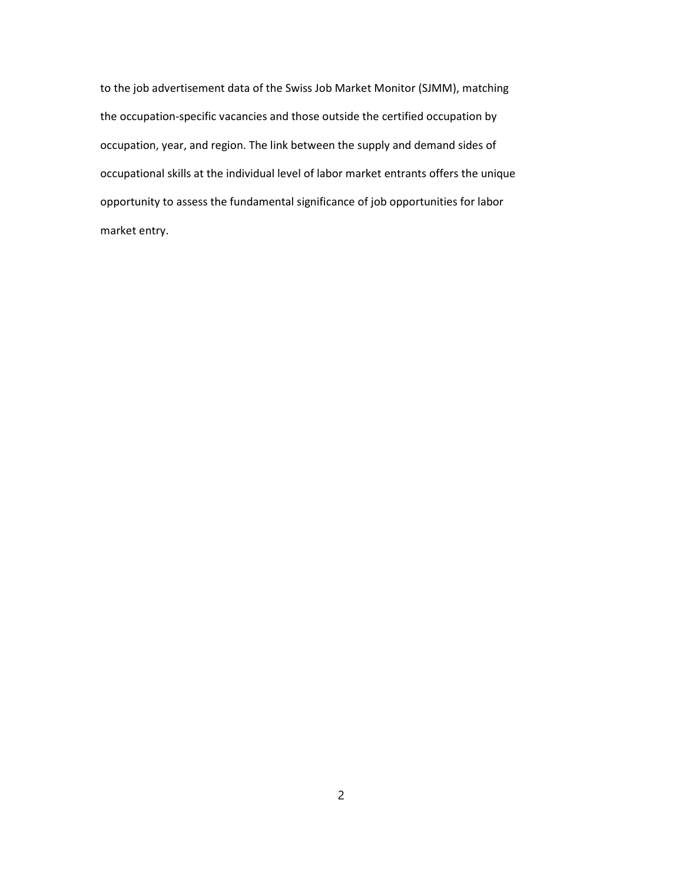to the job advertisement data of the Swiss Job Market Monitor (SJMM), matching the occupation-specific vacancies and those outside the certified occupation by occupation, year, and region. The link between the supply and demand sides of occupational skills at the individual level of labor market entrants offers the unique opportunity to assess the fundamental significance of job opportunities for labor market entry.